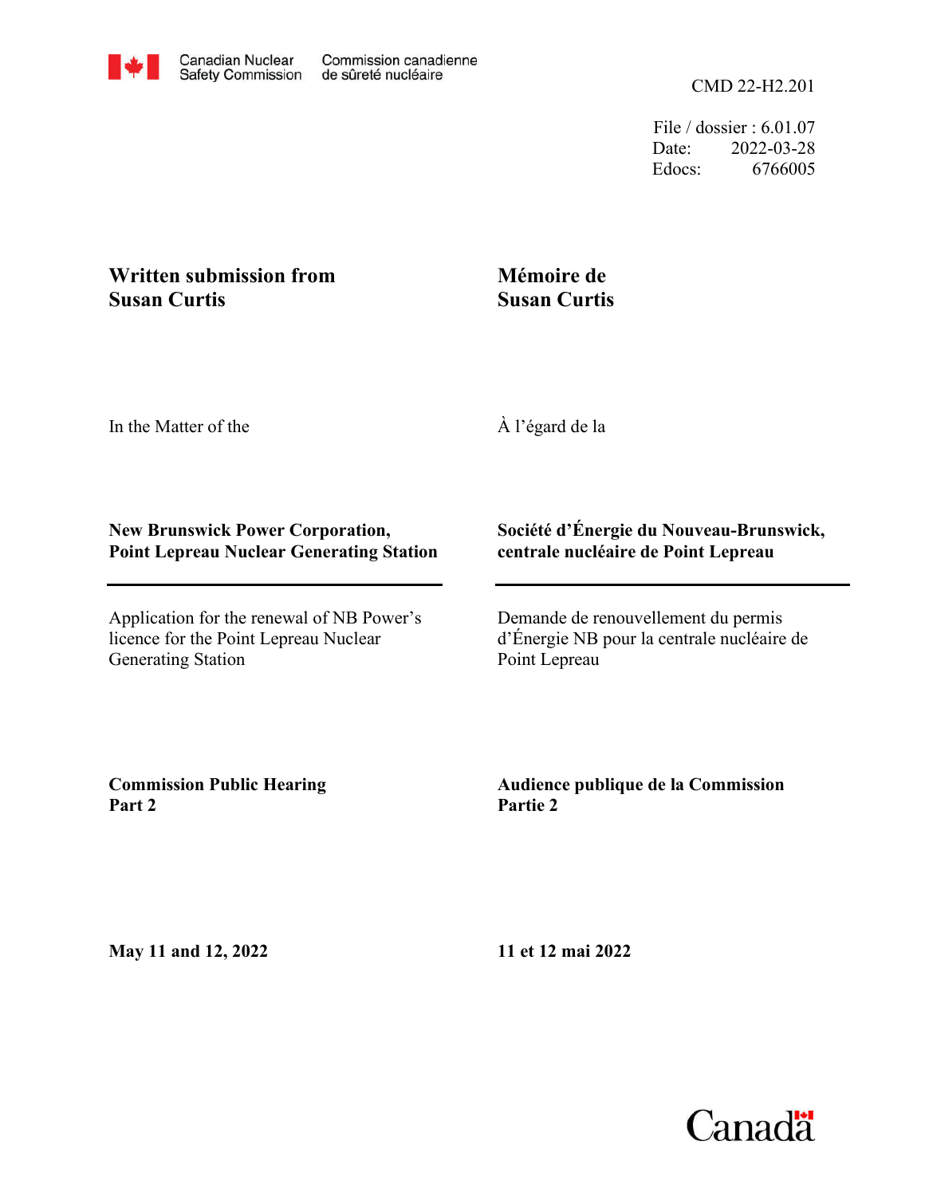Canadian Nuclear Safety Commission / Commission canadienne de sûreté nucléaire

CMD 22-H2.201

File / dossier : 6.01.07
Date: 2022-03-28
Edocs: 6766005

**Written submission from Susan Curtis**

**Mémoire de Susan Curtis**

In the Matter of the

À l'égard de la

**New Brunswick Power Corporation, Point Lepreau Nuclear Generating Station**

**Société d'Énergie du Nouveau-Brunswick, centrale nucléaire de Point Lepreau**

Application for the renewal of NB Power's licence for the Point Lepreau Nuclear Generating Station

Demande de renouvellement du permis d'Énergie NB pour la centrale nucléaire de Point Lepreau

**Commission Public Hearing Part 2**

**Audience publique de la Commission Partie 2**

**May 11 and 12, 2022**

**11 et 12 mai 2022**

Canada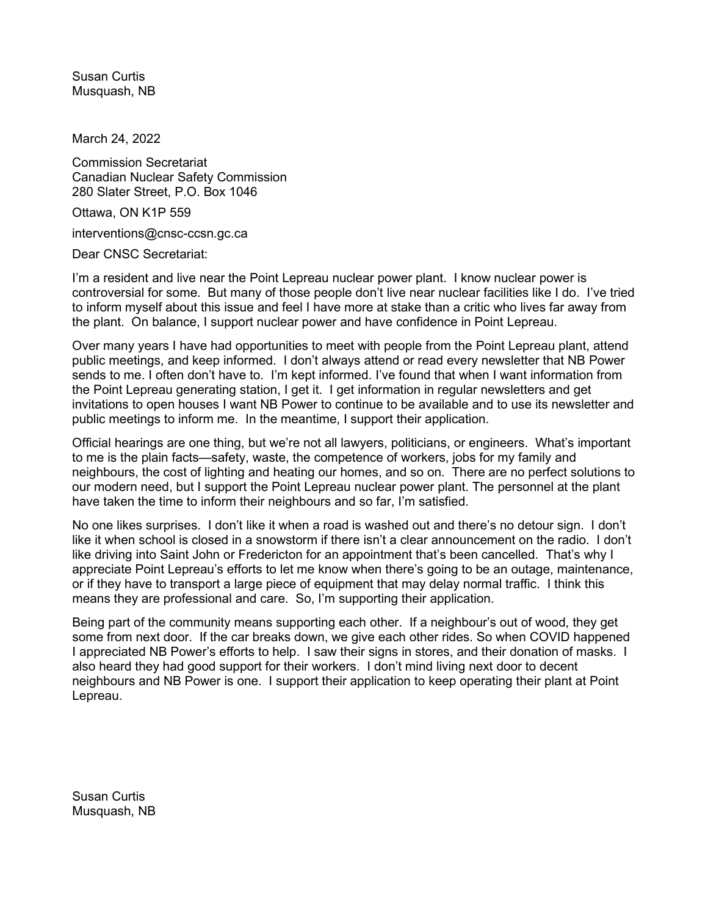Susan Curtis
Musquash, NB

March 24, 2022

Commission Secretariat
Canadian Nuclear Safety Commission
280 Slater Street, P.O. Box 1046

Ottawa, ON K1P 559

interventions@cnsc-ccsn.gc.ca

Dear CNSC Secretariat:

I'm a resident and live near the Point Lepreau nuclear power plant. I know nuclear power is controversial for some. But many of those people don't live near nuclear facilities like I do. I've tried to inform myself about this issue and feel I have more at stake than a critic who lives far away from the plant. On balance, I support nuclear power and have confidence in Point Lepreau.

Over many years I have had opportunities to meet with people from the Point Lepreau plant, attend public meetings, and keep informed. I don't always attend or read every newsletter that NB Power sends to me. I often don't have to. I'm kept informed. I've found that when I want information from the Point Lepreau generating station, I get it. I get information in regular newsletters and get invitations to open houses I want NB Power to continue to be available and to use its newsletter and public meetings to inform me. In the meantime, I support their application.

Official hearings are one thing, but we're not all lawyers, politicians, or engineers. What's important to me is the plain facts—safety, waste, the competence of workers, jobs for my family and neighbours, the cost of lighting and heating our homes, and so on. There are no perfect solutions to our modern need, but I support the Point Lepreau nuclear power plant. The personnel at the plant have taken the time to inform their neighbours and so far, I'm satisfied.

No one likes surprises. I don't like it when a road is washed out and there's no detour sign. I don't like it when school is closed in a snowstorm if there isn't a clear announcement on the radio. I don't like driving into Saint John or Fredericton for an appointment that's been cancelled. That's why I appreciate Point Lepreau's efforts to let me know when there's going to be an outage, maintenance, or if they have to transport a large piece of equipment that may delay normal traffic. I think this means they are professional and care. So, I'm supporting their application.

Being part of the community means supporting each other. If a neighbour's out of wood, they get some from next door. If the car breaks down, we give each other rides. So when COVID happened I appreciated NB Power's efforts to help. I saw their signs in stores, and their donation of masks. I also heard they had good support for their workers. I don't mind living next door to decent neighbours and NB Power is one. I support their application to keep operating their plant at Point Lepreau.

Susan Curtis
Musquash, NB